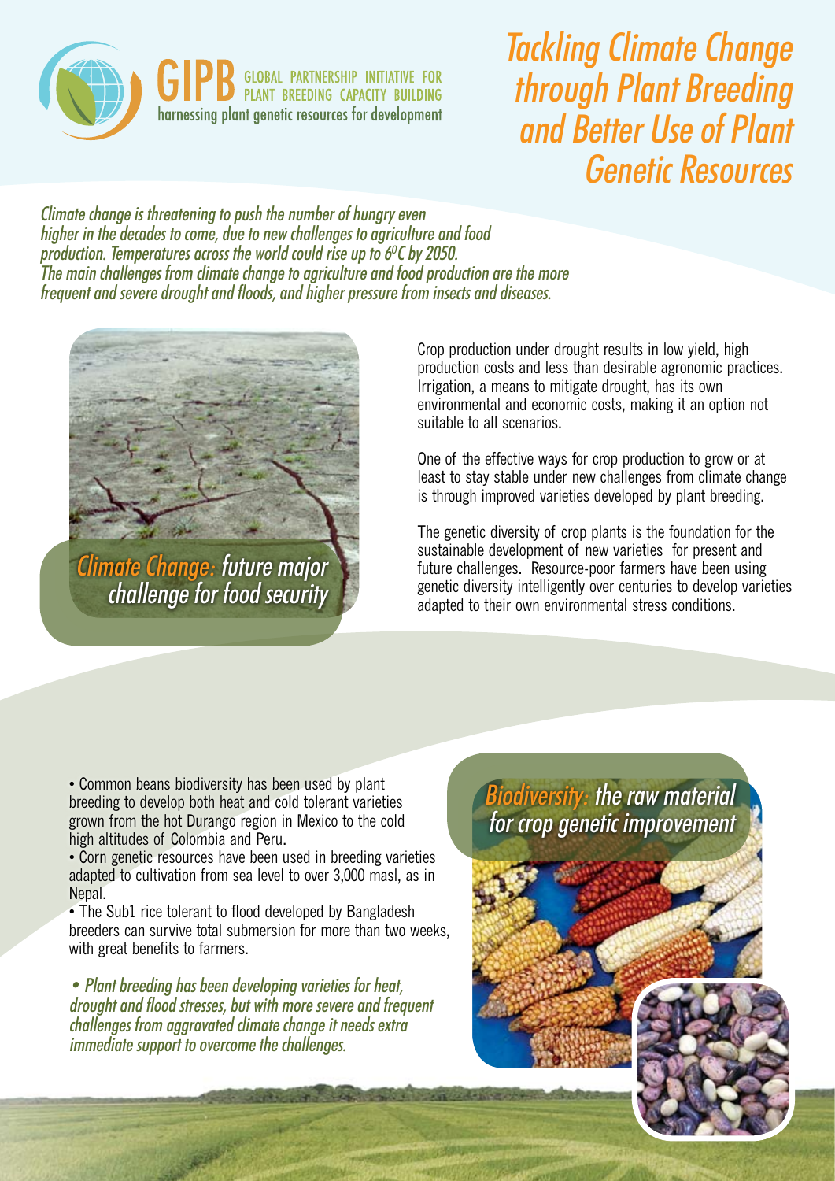GIPB GLOBAL PARTNERSHIP INITIATIVE FOR PLANT BREEDING CAPACITY BUILDING
harnessing plant genetic resources for development

# *Tackling Climate Change through Plant Breeding and Better Use of Plant Genetic Resources*

*Climate change is threatening to push the number of hungry even higher in the decades to come, due to new challenges to agriculture and food production. Temperatures across the world could rise up to 6ºC by 2050. The main challenges from climate change to agriculture and food production are the more frequent and severe drought and floods, and higher pressure from insects and diseases.*

## *Climate Change: future major challenge for food security*

Crop production under drought results in low yield, high production costs and less than desirable agronomic practices. Irrigation, a means to mitigate drought, has its own environmental and economic costs, making it an option not suitable to all scenarios.

One of the effective ways for crop production to grow or at least to stay stable under new challenges from climate change is through improved varieties developed by plant breeding.

The genetic diversity of crop plants is the foundation for the sustainable development of new varieties for present and future challenges. Resource-poor farmers have been using genetic diversity intelligently over centuries to develop varieties adapted to their own environmental stress conditions.

## *Biodiversity: the raw material for crop genetic improvement*

- Common beans biodiversity has been used by plant breeding to develop both heat and cold tolerant varieties grown from the hot Durango region in Mexico to the cold high altitudes of Colombia and Peru.
- Corn genetic resources have been used in breeding varieties adapted to cultivation from sea level to over 3,000 masl, as in Nepal.
- The Sub1 rice tolerant to flood developed by Bangladesh breeders can survive total submersion for more than two weeks, with great benefits to farmers.

*• Plant breeding has been developing varieties for heat, drought and flood stresses, but with more severe and frequent challenges from aggravated climate change it needs extra immediate support to overcome the challenges.*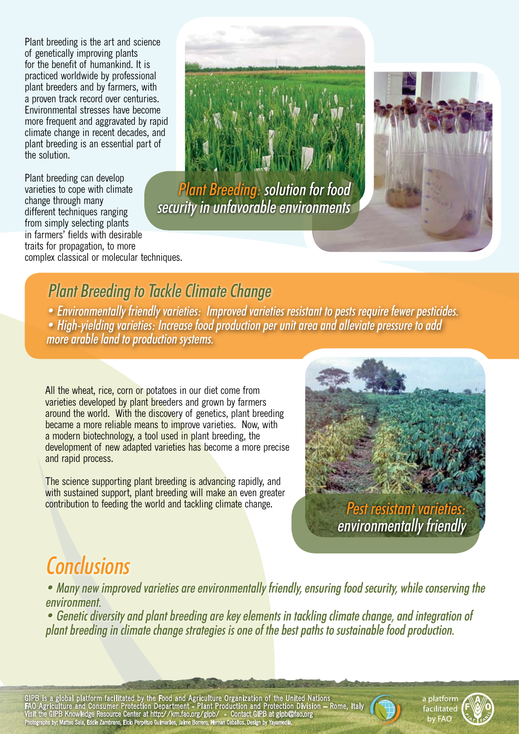Plant breeding is the art and science of genetically improving plants for the benefit of humankind. It is practiced worldwide by professional plant breeders and by farmers, with a proven track record over centuries. Environmental stresses have become more frequent and aggravated by rapid climate change in recent decades, and plant breeding is an essential part of the solution.

Plant breeding can develop varieties to cope with climate change through many different techniques ranging from simply selecting plants in farmers' fields with desirable traits for propagation, to more complex classical or molecular techniques.

*Plant Breeding: solution for food security in unfavorable environments*

## *Plant Breeding to Tackle Climate Change*

- *Environmentally friendly varieties: Improved varieties resistant to pests require fewer pesticides.*
- *High-yielding varieties: Increase food production per unit area and alleviate pressure to add more arable land to production systems.*

All the wheat, rice, corn or potatoes in our diet come from varieties developed by plant breeders and grown by farmers around the world. With the discovery of genetics, plant breeding became a more reliable means to improve varieties. Now, with a modern biotechnology, a tool used in plant breeding, the development of new adapted varieties has become a more precise and rapid process.

The science supporting plant breeding is advancing rapidly, and with sustained support, plant breeding will make an even greater contribution to feeding the world and tackling climate change.

*Pest resistant varieties: environmentally friendly*

# *Conclusions*

- *Many new improved varieties are environmentally friendly, ensuring food security, while conserving the environment.*
- *Genetic diversity and plant breeding are key elements in tackling climate change, and integration of plant breeding in climate change strategies is one of the best paths to sustainable food production.*

GIPB is a global platform facilitated by the Food and Agriculture Organization of the United Nations
FAO Agriculture and Consumer Protection Department - Plant Production and Protection Division – Rome, Italy
Visit the GIPB Knowledge Resource Center at http://km.fao.org/gipb/ - Contact GIPB at gipb@fao.org
Photographs by: Matteo Sala, Eddie Zambrano, Elcio Perpétuo Guimarães, Jaime Borrero, Hernan Ceballos. Design by Yayamedia.

a platform facilitated by FAO